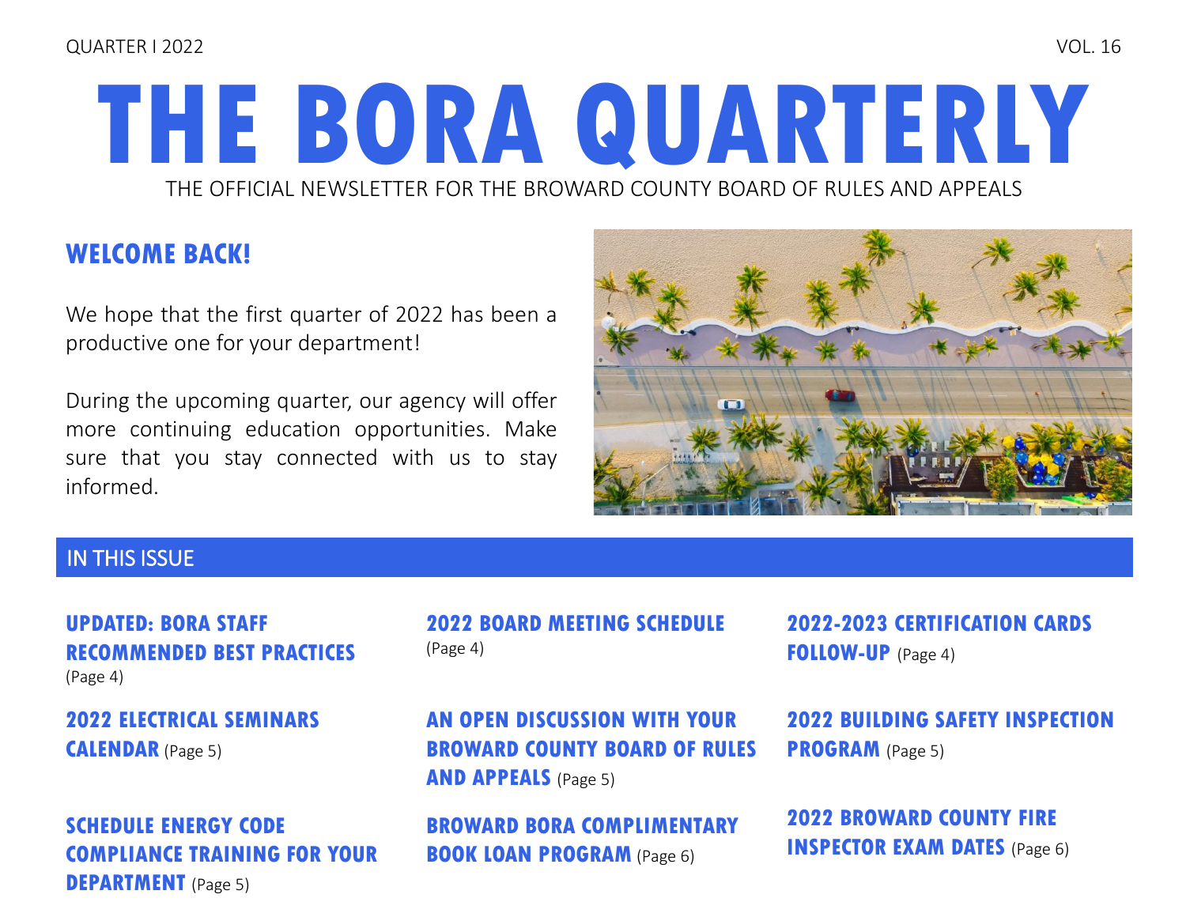QUARTER I 2022 VOL. 16

# THE BORA QUARTERLY

THE OFFICIAL NEWSLETTER FOR THE BROWARD COUNTY BOARD OF RULES AND APPEALS

## WELCOME BACK!

We hope that the first quarter of 2022 has been a productive one for your department!

During the upcoming quarter, our agency will offer more continuing education opportunities. Make sure that you stay connected with us to stay informed.

## IN THIS ISSUE

**UPDATED: BORA STAFF RECOMMENDED BEST PRACTICES** (Page 4)

**2022 ELECTRICAL SEMINARS CALENDAR** (Page 5)

**SCHEDULE ENERGY CODE COMPLIANCE TRAINING FOR YOUR DEPARTMENT** (Page 5)

**2022 BOARD MEETING SCHEDULE** (Page 4)

**AN OPEN DISCUSSION WITH YOUR BROWARD COUNTY BOARD OF RULES AND APPEALS** (Page 5)

**BROWARD BORA COMPLIMENTARY BOOK LOAN PROGRAM** (Page 6)

**2022-2023 CERTIFICATION CARDS FOLLOW-UP** (Page 4)

**2022 BUILDING SAFETY INSPECTION PROGRAM** (Page 5)

**2022 BROWARD COUNTY FIRE INSPECTOR EXAM DATES** (Page 6)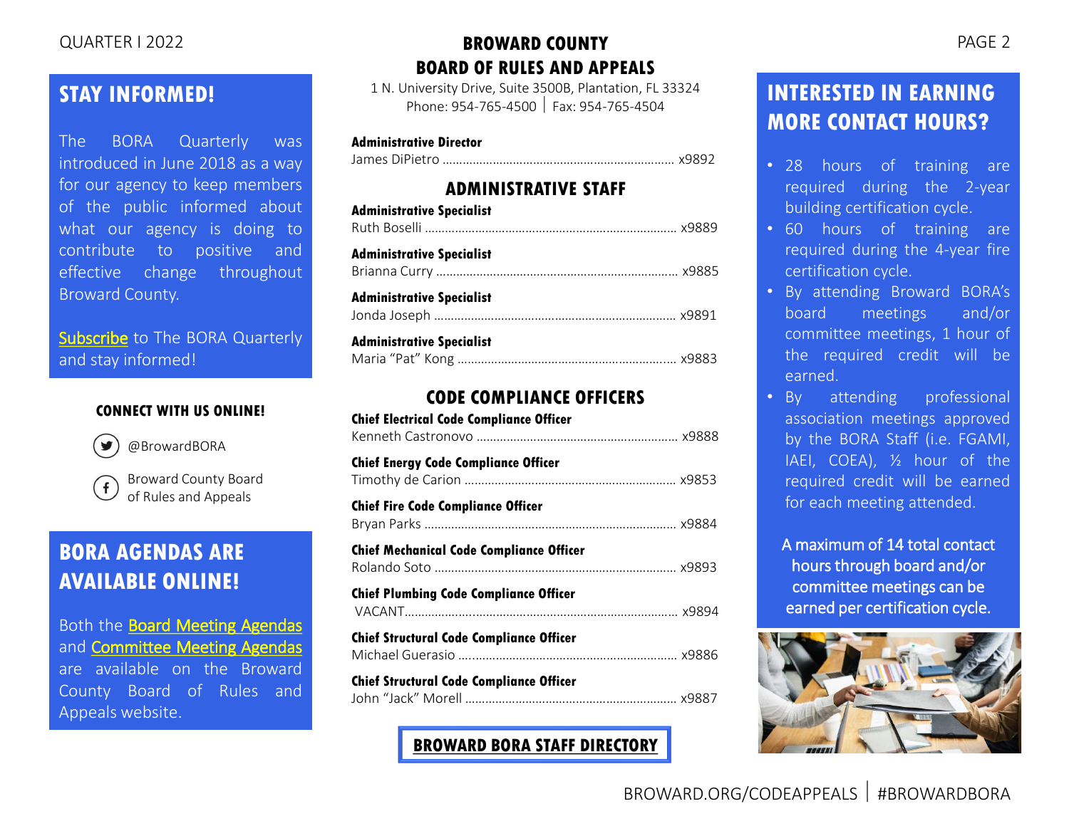## STAY INFORMED!

The BORA Quarterly was introduced in June 2018 as a way for our agency to keep members of the public informed about what our agency is doing to contribute to positive and effective change throughout Broward County.

Subscribe to The BORA Quarterly and stay informed!

**CONNECT WITH US ONLINE!**

@BrowardBORA

Broward County Board of Rules and Appeals

## BORA AGENDAS ARE AVAILABLE ONLINE!

Both the Board Meeting Agendas and Committee Meeting Agendas are available on the Broward County Board of Rules and Appeals website.

# BROWARD COUNTY BOARD OF RULES AND APPEALS

1 N. University Drive, Suite 3500B, Plantation, FL 33324
Phone: 954-765-4500 | Fax: 954-765-4504

**Administrative Director**
James DiPietro .................... x9892

## ADMINISTRATIVE STAFF

**Administrative Specialist**
Ruth Boselli .................... x9889

**Administrative Specialist**
Brianna Curry .................... x9885

**Administrative Specialist**
Jonda Joseph .................... x9891

**Administrative Specialist**
Maria "Pat" Kong .................... x9883

## CODE COMPLIANCE OFFICERS

**Chief Electrical Code Compliance Officer**
Kenneth Castronovo .................... x9888

**Chief Energy Code Compliance Officer**
Timothy de Carion .................... x9853

**Chief Fire Code Compliance Officer**
Bryan Parks .................... x9884

**Chief Mechanical Code Compliance Officer**
Rolando Soto .................... x9893

**Chief Plumbing Code Compliance Officer**
VACANT.................... x9894

**Chief Structural Code Compliance Officer**
Michael Guerasio .................... x9886

**Chief Structural Code Compliance Officer**
John "Jack" Morell .................... x9887

**BROWARD BORA STAFF DIRECTORY**

## INTERESTED IN EARNING MORE CONTACT HOURS?

- 28 hours of training are required during the 2-year building certification cycle.
- 60 hours of training are required during the 4-year fire certification cycle.
- By attending Broward BORA's board meetings and/or committee meetings, 1 hour of the required credit will be earned.
- By attending professional association meetings approved by the BORA Staff (i.e. FGAMI, IAEI, COEA), ½ hour of the required credit will be earned for each meeting attended.

A maximum of 14 total contact hours through board and/or committee meetings can be earned per certification cycle.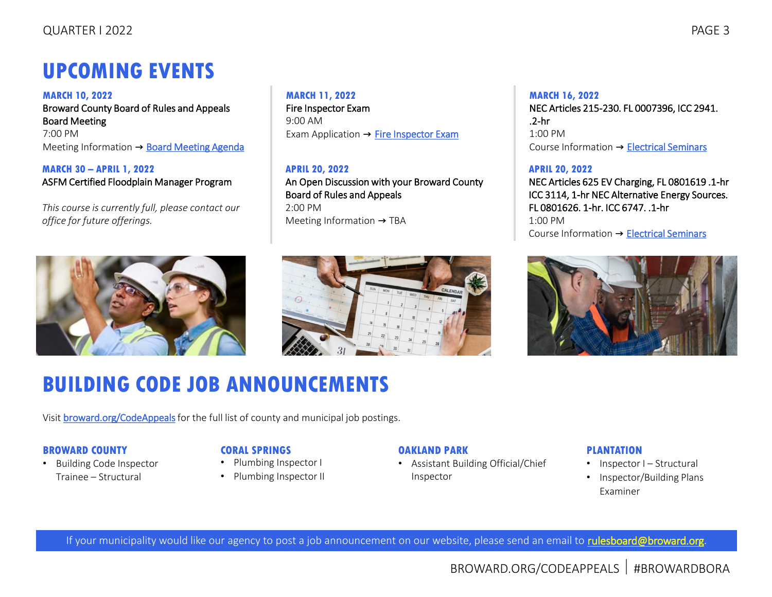# UPCOMING EVENTS

### MARCH 10, 2022

Broward County Board of Rules and Appeals Board Meeting
7:00 PM
Meeting Information → [Board Meeting Agenda]

### MARCH 30 – APRIL 1, 2022

ASFM Certified Floodplain Manager Program

*This course is currently full, please contact our office for future offerings.*

### MARCH 11, 2022

Fire Inspector Exam
9:00 AM
Exam Application → [Fire Inspector Exam]

### APRIL 20, 2022

An Open Discussion with your Broward County Board of Rules and Appeals
2:00 PM
Meeting Information → TBA

### MARCH 16, 2022

NEC Articles 215-230. FL 0007396, ICC 2941. .2-hr
1:00 PM
Course Information → [Electrical Seminars]

### APRIL 20, 2022

NEC Articles 625 EV Charging, FL 0801619 .1-hr ICC 3114, 1-hr NEC Alternative Energy Sources. FL 0801626. 1-hr. ICC 6747. .1-hr
1:00 PM
Course Information → [Electrical Seminars]

# BUILDING CODE JOB ANNOUNCEMENTS

Visit broward.org/CodeAppeals for the full list of county and municipal job postings.

### BROWARD COUNTY

- Building Code Inspector Trainee – Structural

### CORAL SPRINGS

- Plumbing Inspector I
- Plumbing Inspector II

### OAKLAND PARK

- Assistant Building Official/Chief Inspector

### PLANTATION

- Inspector I – Structural
- Inspector/Building Plans Examiner

If your municipality would like our agency to post a job announcement on our website, please send an email to rulesboard@broward.org.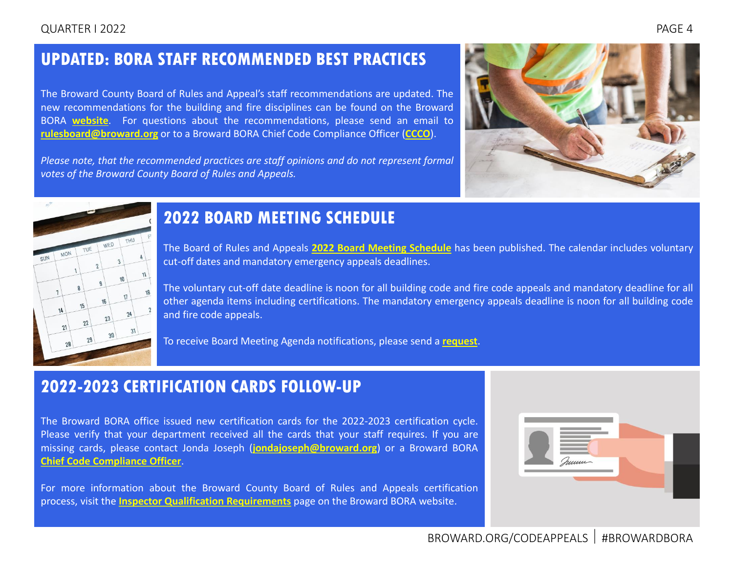## UPDATED: BORA STAFF RECOMMENDED BEST PRACTICES

The Broward County Board of Rules and Appeal's staff recommendations are updated. The new recommendations for the building and fire disciplines can be found on the Broward BORA **website**. For questions about the recommendations, please send an email to **rulesboard@broward.org** or to a Broward BORA Chief Code Compliance Officer (**CCCO**).

*Please note, that the recommended practices are staff opinions and do not represent formal votes of the Broward County Board of Rules and Appeals.*

## 2022 BOARD MEETING SCHEDULE

The Board of Rules and Appeals **2022 Board Meeting Schedule** has been published. The calendar includes voluntary cut-off dates and mandatory emergency appeals deadlines.

The voluntary cut-off date deadline is noon for all building code and fire code appeals and mandatory deadline for all other agenda items including certifications. The mandatory emergency appeals deadline is noon for all building code and fire code appeals.

To receive Board Meeting Agenda notifications, please send a **request**.

## 2022-2023 CERTIFICATION CARDS FOLLOW-UP

The Broward BORA office issued new certification cards for the 2022-2023 certification cycle. Please verify that your department received all the cards that your staff requires. If you are missing cards, please contact Jonda Joseph (**jondajoseph@broward.org**) or a Broward BORA **Chief Code Compliance Officer**.

For more information about the Broward County Board of Rules and Appeals certification process, visit the **Inspector Qualification Requirements** page on the Broward BORA website.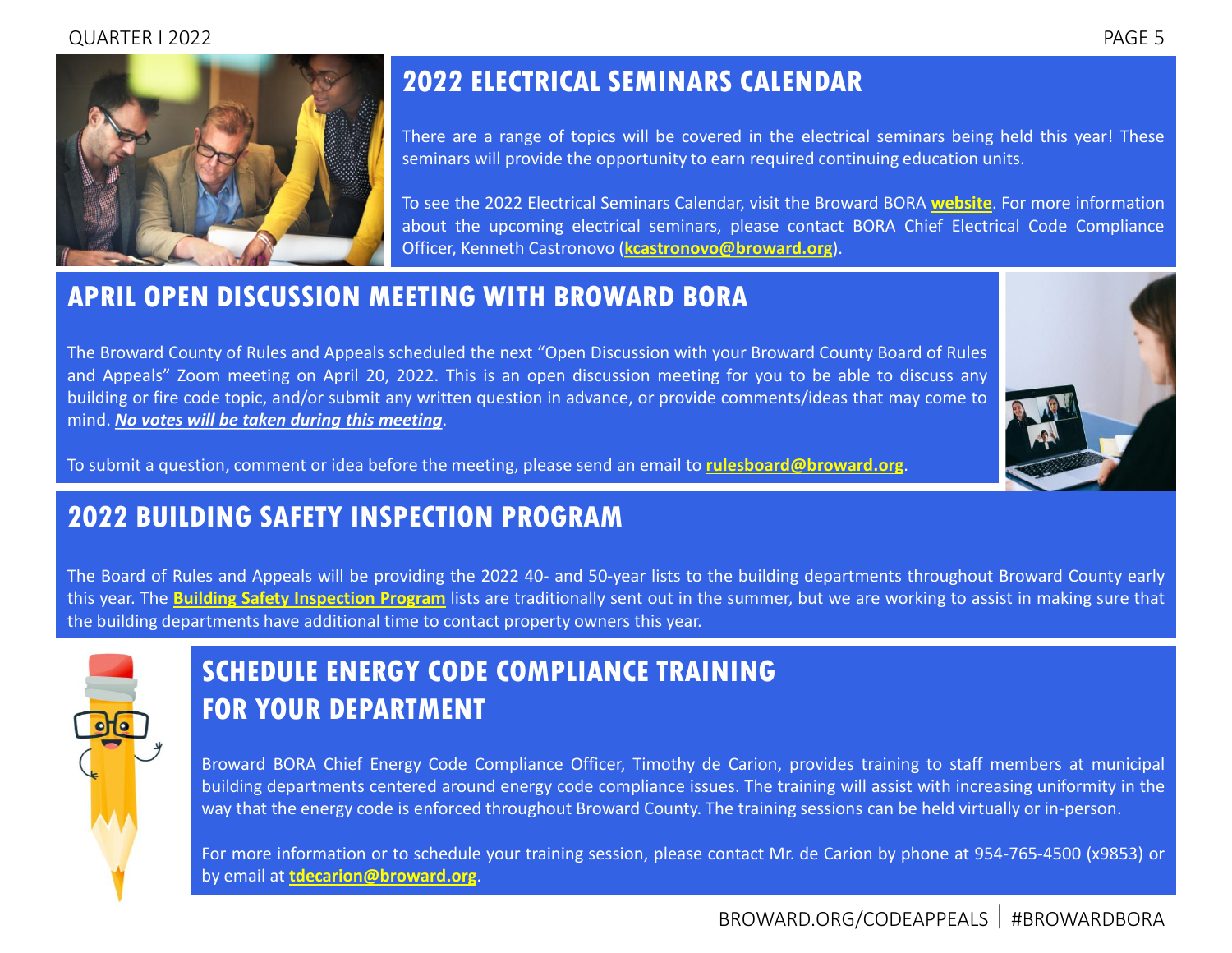## 2022 ELECTRICAL SEMINARS CALENDAR

There are a range of topics will be covered in the electrical seminars being held this year! These seminars will provide the opportunity to earn required continuing education units.

To see the 2022 Electrical Seminars Calendar, visit the Broward BORA **website**. For more information about the upcoming electrical seminars, please contact BORA Chief Electrical Code Compliance Officer, Kenneth Castronovo (**kcastronovo@broward.org**).

## APRIL OPEN DISCUSSION MEETING WITH BROWARD BORA

The Broward County of Rules and Appeals scheduled the next "Open Discussion with your Broward County Board of Rules and Appeals" Zoom meeting on April 20, 2022. This is an open discussion meeting for you to be able to discuss any building or fire code topic, and/or submit any written question in advance, or provide comments/ideas that may come to mind. ***No votes will be taken during this meeting***.

To submit a question, comment or idea before the meeting, please send an email to **rulesboard@broward.org**.

## 2022 BUILDING SAFETY INSPECTION PROGRAM

The Board of Rules and Appeals will be providing the 2022 40- and 50-year lists to the building departments throughout Broward County early this year. The **Building Safety Inspection Program** lists are traditionally sent out in the summer, but we are working to assist in making sure that the building departments have additional time to contact property owners this year.

## SCHEDULE ENERGY CODE COMPLIANCE TRAINING FOR YOUR DEPARTMENT

Broward BORA Chief Energy Code Compliance Officer, Timothy de Carion, provides training to staff members at municipal building departments centered around energy code compliance issues. The training will assist with increasing uniformity in the way that the energy code is enforced throughout Broward County. The training sessions can be held virtually or in-person.

For more information or to schedule your training session, please contact Mr. de Carion by phone at 954-765-4500 (x9853) or by email at **tdecarion@broward.org**.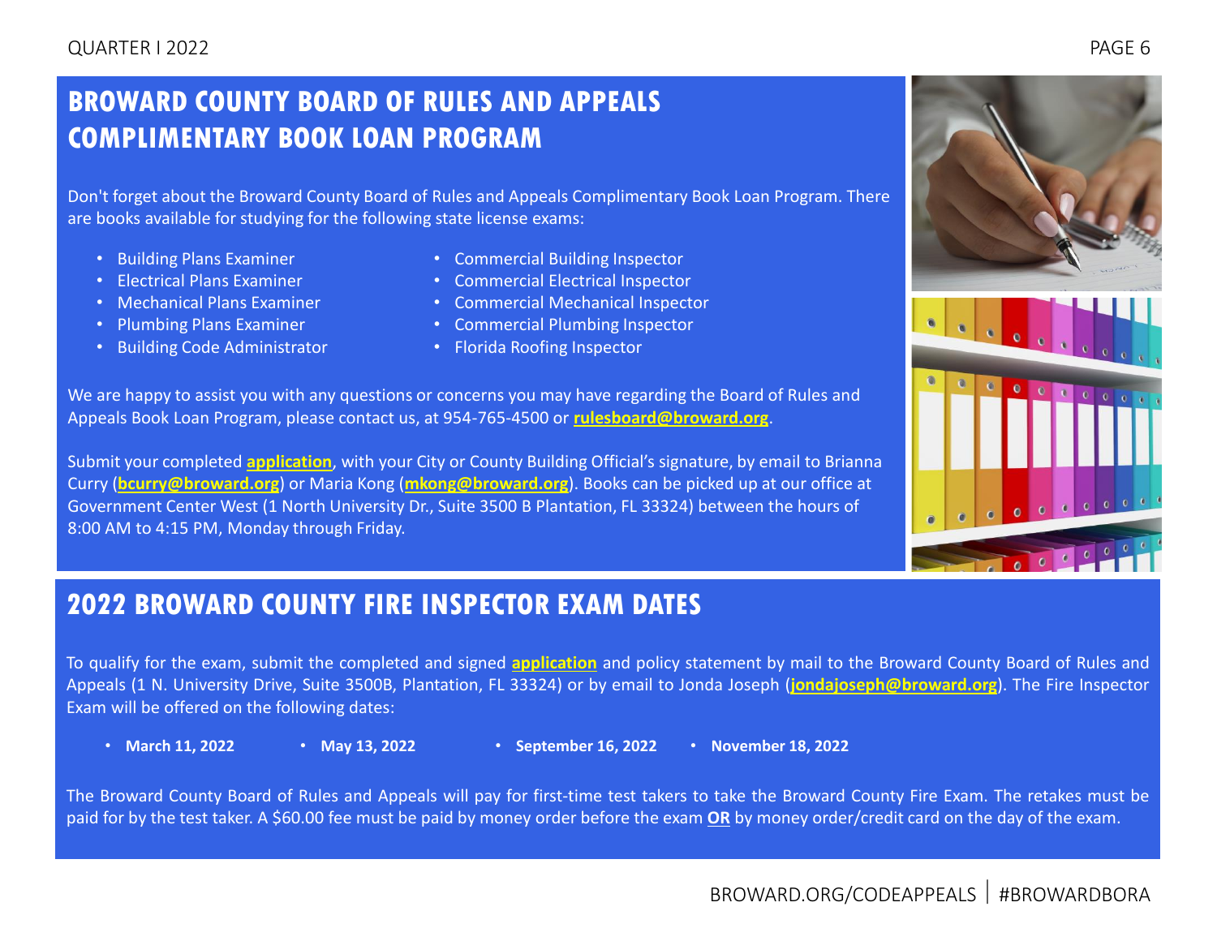## BROWARD COUNTY BOARD OF RULES AND APPEALS COMPLIMENTARY BOOK LOAN PROGRAM

Don't forget about the Broward County Board of Rules and Appeals Complimentary Book Loan Program. There are books available for studying for the following state license exams:

- Building Plans Examiner
- Electrical Plans Examiner
- Mechanical Plans Examiner
- Plumbing Plans Examiner
- Building Code Administrator
- Commercial Building Inspector
- Commercial Electrical Inspector
- Commercial Mechanical Inspector
- Commercial Plumbing Inspector
- Florida Roofing Inspector

We are happy to assist you with any questions or concerns you may have regarding the Board of Rules and Appeals Book Loan Program, please contact us, at 954-765-4500 or **rulesboard@broward.org**.

Submit your completed **application**, with your City or County Building Official's signature, by email to Brianna Curry (**bcurry@broward.org**) or Maria Kong (**mkong@broward.org**). Books can be picked up at our office at Government Center West (1 North University Dr., Suite 3500 B Plantation, FL 33324) between the hours of 8:00 AM to 4:15 PM, Monday through Friday.

## 2022 BROWARD COUNTY FIRE INSPECTOR EXAM DATES

To qualify for the exam, submit the completed and signed **application** and policy statement by mail to the Broward County Board of Rules and Appeals (1 N. University Drive, Suite 3500B, Plantation, FL 33324) or by email to Jonda Joseph (**jondajoseph@broward.org**). The Fire Inspector Exam will be offered on the following dates:

- **March 11, 2022**
- **May 13, 2022**
- **September 16, 2022**
- **November 18, 2022**

The Broward County Board of Rules and Appeals will pay for first-time test takers to take the Broward County Fire Exam. The retakes must be paid for by the test taker. A $60.00 fee must be paid by money order before the exam **OR** by money order/credit card on the day of the exam.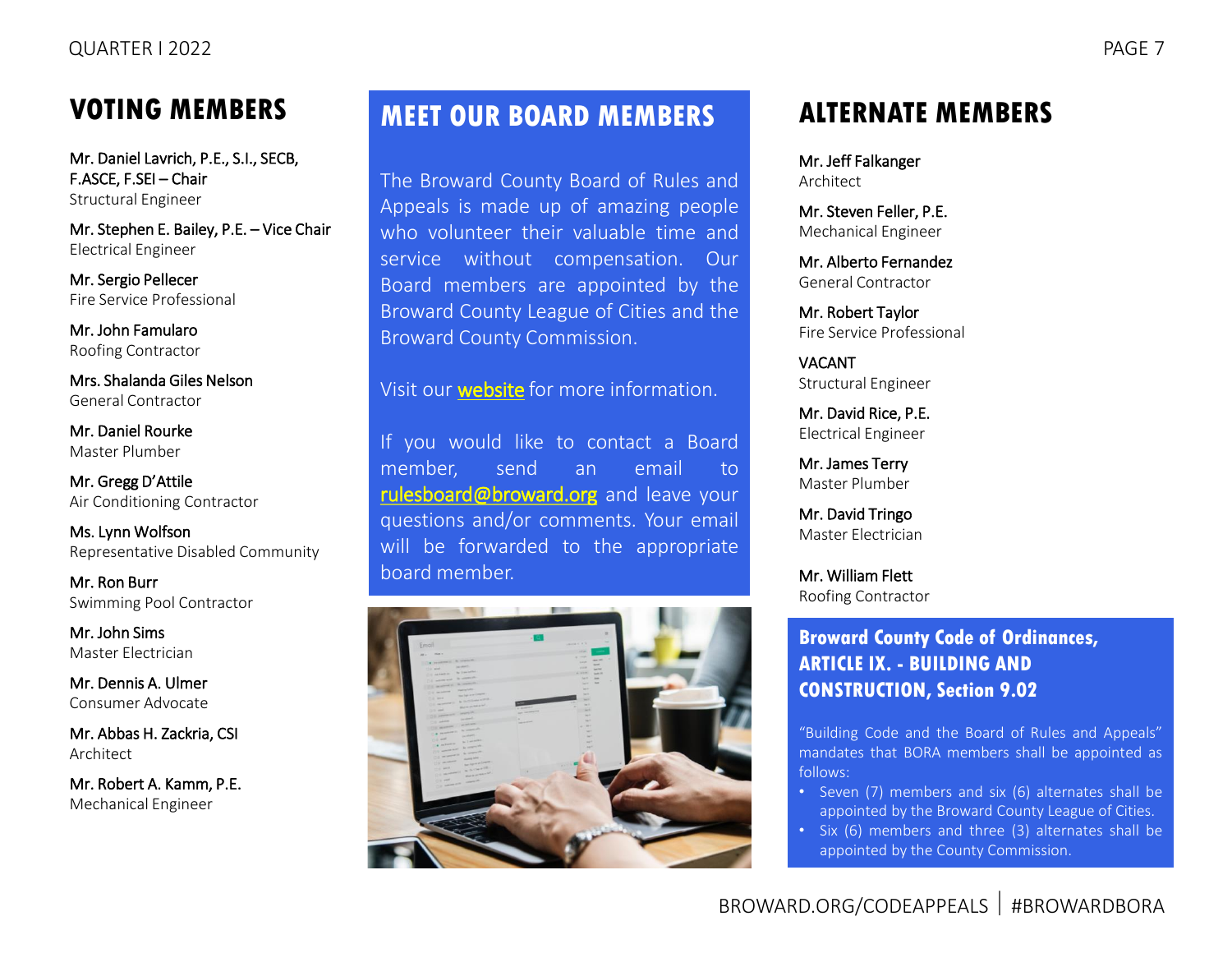## VOTING MEMBERS

**Mr. Daniel Lavrich, P.E., S.I., SECB, F.ASCE, F.SEI – Chair**
Structural Engineer

**Mr. Stephen E. Bailey, P.E. – Vice Chair**
Electrical Engineer

**Mr. Sergio Pellecer**
Fire Service Professional

**Mr. John Famularo**
Roofing Contractor

**Mrs. Shalanda Giles Nelson**
General Contractor

**Mr. Daniel Rourke**
Master Plumber

**Mr. Gregg D'Attile**
Air Conditioning Contractor

**Ms. Lynn Wolfson**
Representative Disabled Community

**Mr. Ron Burr**
Swimming Pool Contractor

**Mr. John Sims**
Master Electrician

**Mr. Dennis A. Ulmer**
Consumer Advocate

**Mr. Abbas H. Zackria, CSI**
Architect

**Mr. Robert A. Kamm, P.E.**
Mechanical Engineer

## MEET OUR BOARD MEMBERS

The Broward County Board of Rules and Appeals is made up of amazing people who volunteer their valuable time and service without compensation. Our Board members are appointed by the Broward County League of Cities and the Broward County Commission.

Visit our website for more information.

If you would like to contact a Board member, send an email to rulesboard@broward.org and leave your questions and/or comments. Your email will be forwarded to the appropriate board member.

## ALTERNATE MEMBERS

**Mr. Jeff Falkanger**
Architect

**Mr. Steven Feller, P.E.**
Mechanical Engineer

**Mr. Alberto Fernandez**
General Contractor

**Mr. Robert Taylor**
Fire Service Professional

**VACANT**
Structural Engineer

**Mr. David Rice, P.E.**
Electrical Engineer

**Mr. James Terry**
Master Plumber

**Mr. David Tringo**
Master Electrician

**Mr. William Flett**
Roofing Contractor

### Broward County Code of Ordinances, ARTICLE IX. - BUILDING AND CONSTRUCTION, Section 9.02

"Building Code and the Board of Rules and Appeals" mandates that BORA members shall be appointed as follows:

- Seven (7) members and six (6) alternates shall be appointed by the Broward County League of Cities.
- Six (6) members and three (3) alternates shall be appointed by the County Commission.

BROWARD.ORG/CODEAPPEALS | #BROWARDBORA